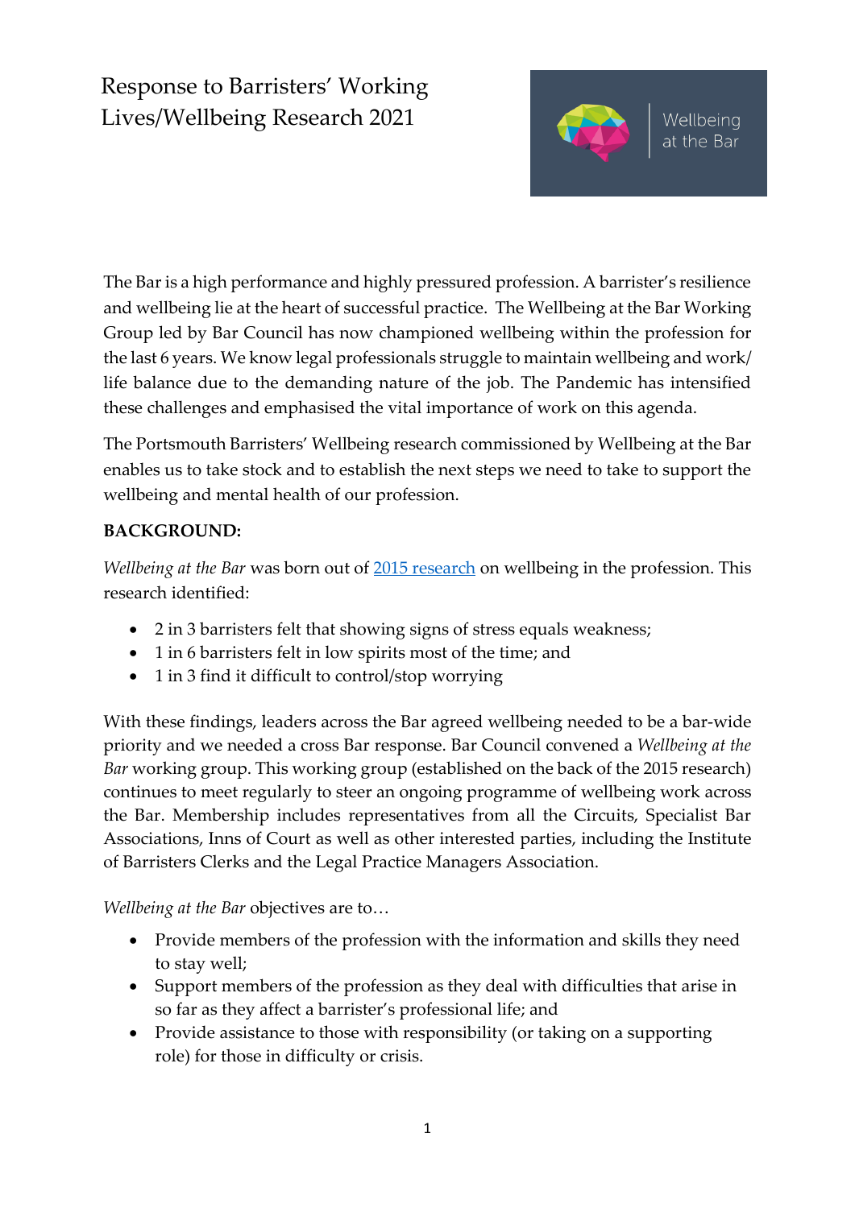# Response to Barristers' Working Lives/Wellbeing Research 2021

Wellbeing at the Bar

The Bar is a high performance and highly pressured profession. A barrister's resilience and wellbeing lie at the heart of successful practice. The Wellbeing at the Bar Working Group led by Bar Council has now championed wellbeing within the profession for the last 6 years. We know legal professionals struggle to maintain wellbeing and work/ life balance due to the demanding nature of the job. The Pandemic has intensified these challenges and emphasised the vital importance of work on this agenda.

The Portsmouth Barristers' Wellbeing research commissioned by Wellbeing at the Bar enables us to take stock and to establish the next steps we need to take to support the wellbeing and mental health of our profession.

**BACKGROUND:**

*Wellbeing at the Bar* was born out of [2015 research]() on wellbeing in the profession. This research identified:

- 2 in 3 barristers felt that showing signs of stress equals weakness;
- 1 in 6 barristers felt in low spirits most of the time; and
- 1 in 3 find it difficult to control/stop worrying

With these findings, leaders across the Bar agreed wellbeing needed to be a bar-wide priority and we needed a cross Bar response. Bar Council convened a *Wellbeing at the Bar* working group. This working group (established on the back of the 2015 research) continues to meet regularly to steer an ongoing programme of wellbeing work across the Bar. Membership includes representatives from all the Circuits, Specialist Bar Associations, Inns of Court as well as other interested parties, including the Institute of Barristers Clerks and the Legal Practice Managers Association.

*Wellbeing at the Bar* objectives are to…

- Provide members of the profession with the information and skills they need to stay well;
- Support members of the profession as they deal with difficulties that arise in so far as they affect a barrister's professional life; and
- Provide assistance to those with responsibility (or taking on a supporting role) for those in difficulty or crisis.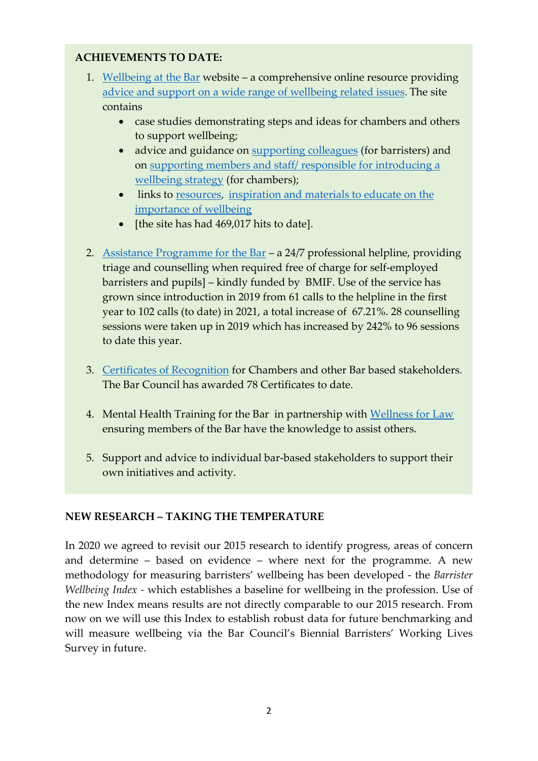**ACHIEVEMENTS TO DATE:**

1. Wellbeing at the Bar website – a comprehensive online resource providing advice and support on a wide range of wellbeing related issues. The site contains
   - case studies demonstrating steps and ideas for chambers and others to support wellbeing;
   - advice and guidance on supporting colleagues (for barristers) and on supporting members and staff/ responsible for introducing a wellbeing strategy (for chambers);
   - links to resources, inspiration and materials to educate on the importance of wellbeing
   - [the site has had 469,017 hits to date].

2. Assistance Programme for the Bar – a 24/7 professional helpline, providing triage and counselling when required free of charge for self-employed barristers and pupils] – kindly funded by BMIF. Use of the service has grown since introduction in 2019 from 61 calls to the helpline in the first year to 102 calls (to date) in 2021, a total increase of 67.21%. 28 counselling sessions were taken up in 2019 which has increased by 242% to 96 sessions to date this year.

3. Certificates of Recognition for Chambers and other Bar based stakeholders. The Bar Council has awarded 78 Certificates to date.

4. Mental Health Training for the Bar in partnership with Wellness for Law ensuring members of the Bar have the knowledge to assist others.

5. Support and advice to individual bar-based stakeholders to support their own initiatives and activity.

**NEW RESEARCH – TAKING THE TEMPERATURE**

In 2020 we agreed to revisit our 2015 research to identify progress, areas of concern and determine – based on evidence – where next for the programme. A new methodology for measuring barristers' wellbeing has been developed - the *Barrister Wellbeing Index* - which establishes a baseline for wellbeing in the profession. Use of the new Index means results are not directly comparable to our 2015 research. From now on we will use this Index to establish robust data for future benchmarking and will measure wellbeing via the Bar Council's Biennial Barristers' Working Lives Survey in future.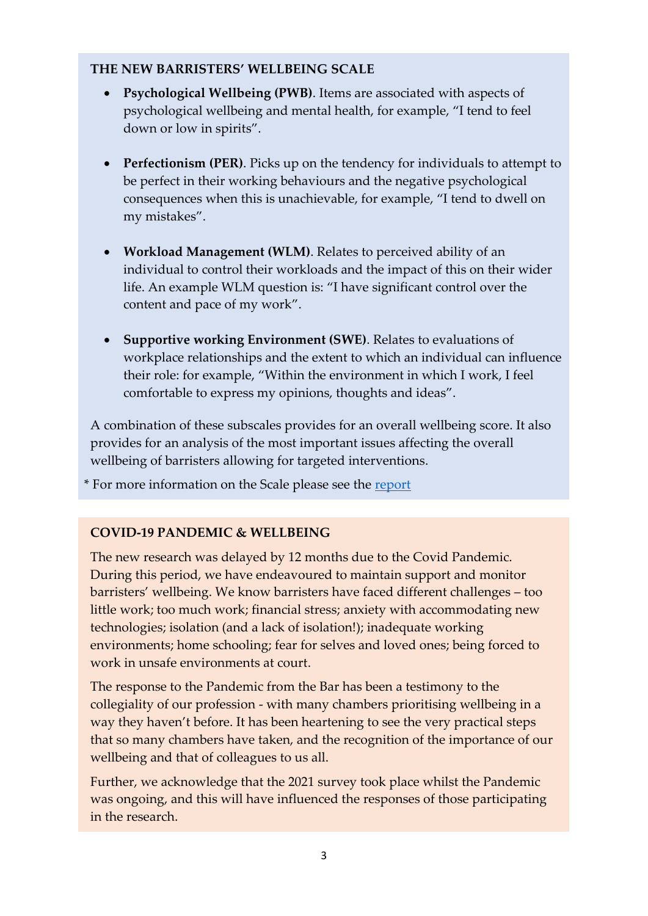## THE NEW BARRISTERS' WELLBEING SCALE

- **Psychological Wellbeing (PWB)**. Items are associated with aspects of psychological wellbeing and mental health, for example, "I tend to feel down or low in spirits".
- **Perfectionism (PER)**. Picks up on the tendency for individuals to attempt to be perfect in their working behaviours and the negative psychological consequences when this is unachievable, for example, "I tend to dwell on my mistakes".
- **Workload Management (WLM)**. Relates to perceived ability of an individual to control their workloads and the impact of this on their wider life. An example WLM question is: "I have significant control over the content and pace of my work".
- **Supportive working Environment (SWE)**. Relates to evaluations of workplace relationships and the extent to which an individual can influence their role: for example, "Within the environment in which I work, I feel comfortable to express my opinions, thoughts and ideas".

A combination of these subscales provides for an overall wellbeing score. It also provides for an analysis of the most important issues affecting the overall wellbeing of barristers allowing for targeted interventions.

* For more information on the Scale please see the report

## COVID-19 PANDEMIC & WELLBEING

The new research was delayed by 12 months due to the Covid Pandemic. During this period, we have endeavoured to maintain support and monitor barristers' wellbeing. We know barristers have faced different challenges – too little work; too much work; financial stress; anxiety with accommodating new technologies; isolation (and a lack of isolation!); inadequate working environments; home schooling; fear for selves and loved ones; being forced to work in unsafe environments at court.

The response to the Pandemic from the Bar has been a testimony to the collegiality of our profession - with many chambers prioritising wellbeing in a way they haven't before. It has been heartening to see the very practical steps that so many chambers have taken, and the recognition of the importance of our wellbeing and that of colleagues to us all.

Further, we acknowledge that the 2021 survey took place whilst the Pandemic was ongoing, and this will have influenced the responses of those participating in the research.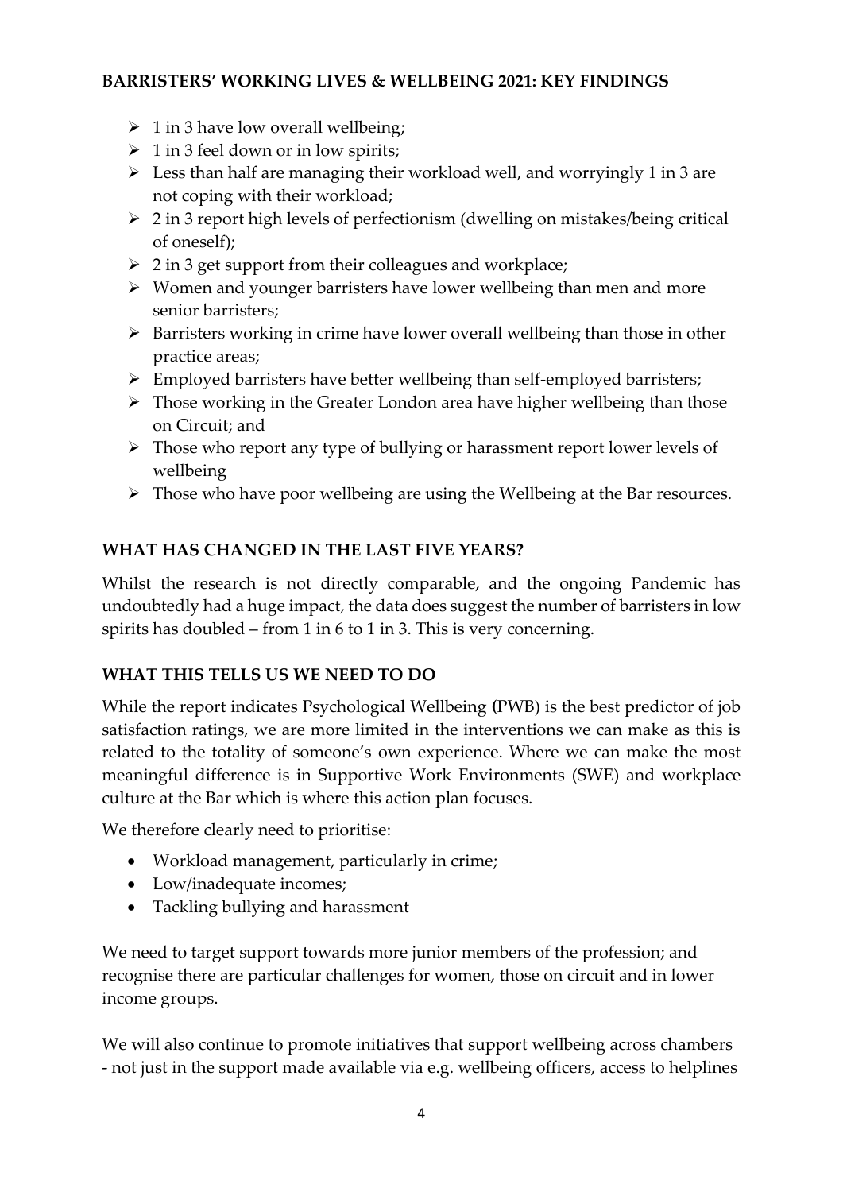## BARRISTERS' WORKING LIVES & WELLBEING 2021: KEY FINDINGS

- 1 in 3 have low overall wellbeing;
- 1 in 3 feel down or in low spirits;
- Less than half are managing their workload well, and worryingly 1 in 3 are not coping with their workload;
- 2 in 3 report high levels of perfectionism (dwelling on mistakes/being critical of oneself);
- 2 in 3 get support from their colleagues and workplace;
- Women and younger barristers have lower wellbeing than men and more senior barristers;
- Barristers working in crime have lower overall wellbeing than those in other practice areas;
- Employed barristers have better wellbeing than self-employed barristers;
- Those working in the Greater London area have higher wellbeing than those on Circuit; and
- Those who report any type of bullying or harassment report lower levels of wellbeing
- Those who have poor wellbeing are using the Wellbeing at the Bar resources.

## WHAT HAS CHANGED IN THE LAST FIVE YEARS?

Whilst the research is not directly comparable, and the ongoing Pandemic has undoubtedly had a huge impact, the data does suggest the number of barristers in low spirits has doubled – from 1 in 6 to 1 in 3. This is very concerning.

## WHAT THIS TELLS US WE NEED TO DO

While the report indicates Psychological Wellbeing **(**PWB) is the best predictor of job satisfaction ratings, we are more limited in the interventions we can make as this is related to the totality of someone's own experience. Where we can make the most meaningful difference is in Supportive Work Environments (SWE) and workplace culture at the Bar which is where this action plan focuses.

We therefore clearly need to prioritise:

- Workload management, particularly in crime;
- Low/inadequate incomes;
- Tackling bullying and harassment

We need to target support towards more junior members of the profession; and recognise there are particular challenges for women, those on circuit and in lower income groups.

We will also continue to promote initiatives that support wellbeing across chambers - not just in the support made available via e.g. wellbeing officers, access to helplines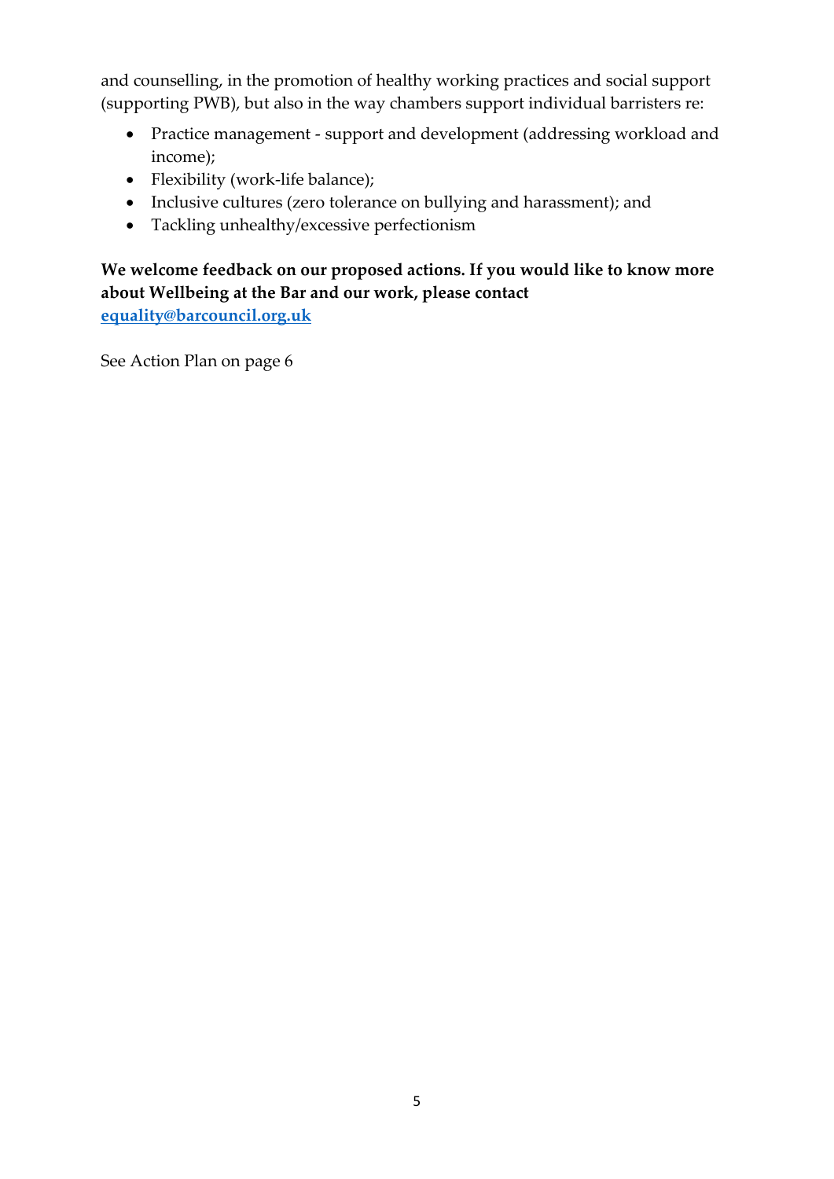and counselling, in the promotion of healthy working practices and social support (supporting PWB), but also in the way chambers support individual barristers re:

- Practice management - support and development (addressing workload and income);
- Flexibility (work-life balance);
- Inclusive cultures (zero tolerance on bullying and harassment); and
- Tackling unhealthy/excessive perfectionism

**We welcome feedback on our proposed actions. If you would like to know more about Wellbeing at the Bar and our work, please contact [equality@barcouncil.org.uk](mailto:equality@barcouncil.org.uk)**

See Action Plan on page 6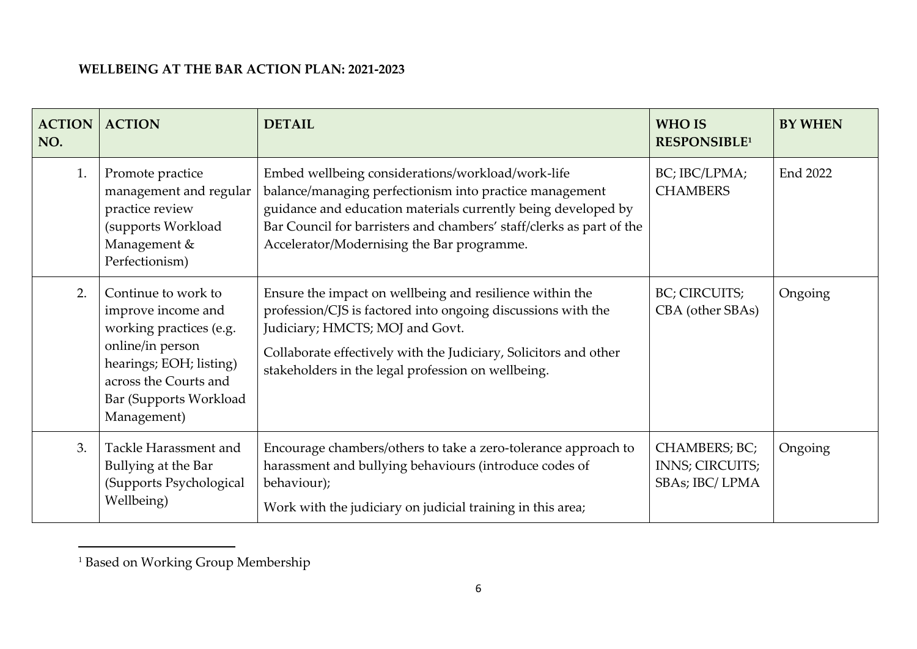**WELLBEING AT THE BAR ACTION PLAN: 2021-2023**

| ACTION NO. | ACTION | DETAIL | WHO IS RESPONSIBLE[1] | BY WHEN |
|---|---|---|---|---|
| 1. | Promote practice management and regular practice review (supports Workload Management & Perfectionism) | Embed wellbeing considerations/workload/work-life balance/managing perfectionism into practice management guidance and education materials currently being developed by Bar Council for barristers and chambers' staff/clerks as part of the Accelerator/Modernising the Bar programme. | BC; IBC/LPMA; CHAMBERS | End 2022 |
| 2. | Continue to work to improve income and working practices (e.g. online/in person hearings; EOH; listing) across the Courts and Bar (Supports Workload Management) | Ensure the impact on wellbeing and resilience within the profession/CJS is factored into ongoing discussions with the Judiciary; HMCTS; MOJ and Govt.<br><br>Collaborate effectively with the Judiciary, Solicitors and other stakeholders in the legal profession on wellbeing. | BC; CIRCUITS; CBA (other SBAs) | Ongoing |
| 3. | Tackle Harassment and Bullying at the Bar (Supports Psychological Wellbeing) | Encourage chambers/others to take a zero-tolerance approach to harassment and bullying behaviours (introduce codes of behaviour);<br><br>Work with the judiciary on judicial training in this area; | CHAMBERS; BC; INNS; CIRCUITS; SBAs; IBC/ LPMA | Ongoing |

[1] Based on Working Group Membership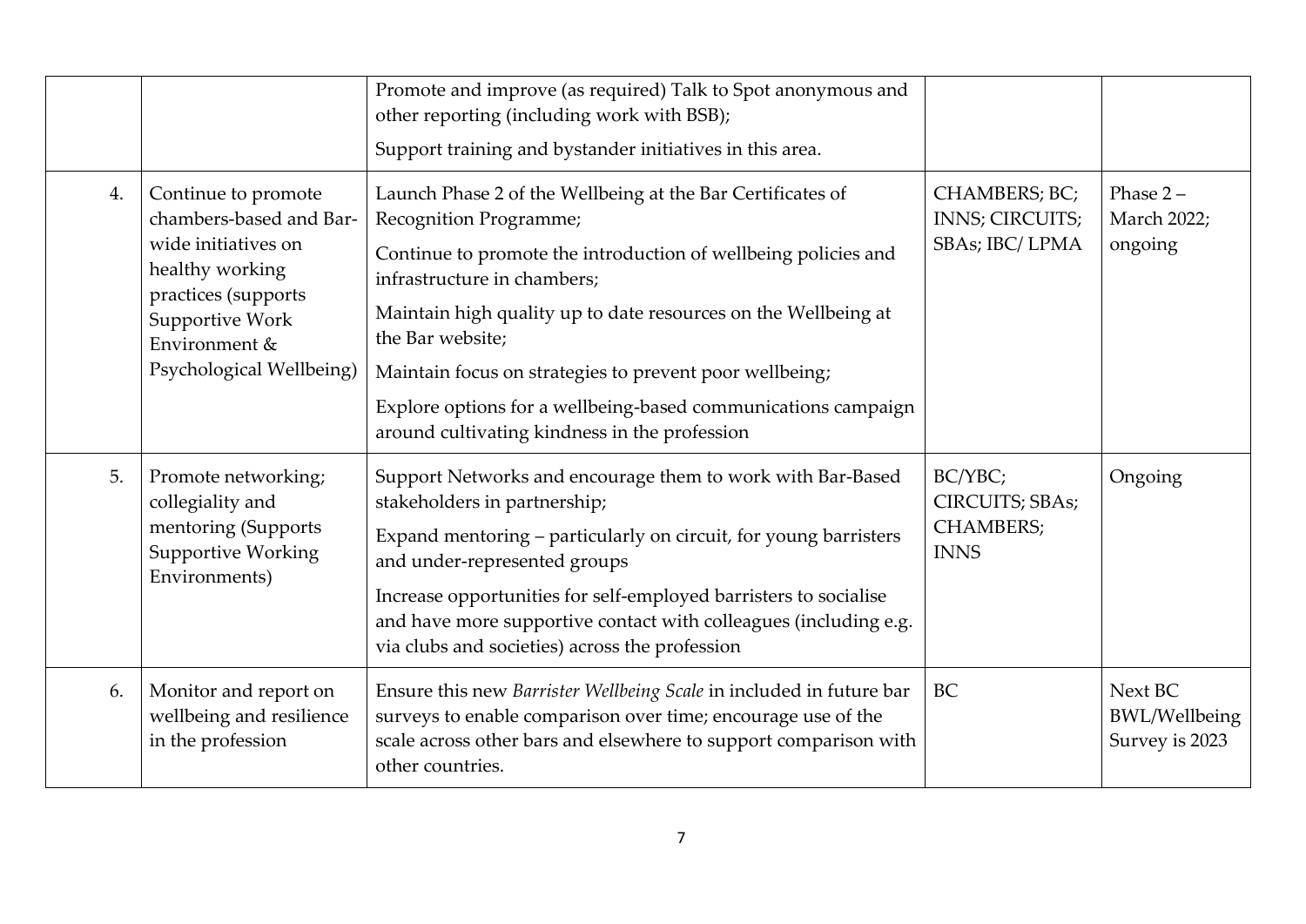| | | | | |
|---|---|---|---|---|
| | | Promote and improve (as required) Talk to Spot anonymous and other reporting (including work with BSB);<br>Support training and bystander initiatives in this area. | | |
| 4. | Continue to promote chambers-based and Bar-wide initiatives on healthy working practices (supports Supportive Work Environment & Psychological Wellbeing) | Launch Phase 2 of the Wellbeing at the Bar Certificates of Recognition Programme;<br>Continue to promote the introduction of wellbeing policies and infrastructure in chambers;<br>Maintain high quality up to date resources on the Wellbeing at the Bar website;<br>Maintain focus on strategies to prevent poor wellbeing;<br>Explore options for a wellbeing-based communications campaign around cultivating kindness in the profession | CHAMBERS; BC; INNS; CIRCUITS; SBAs; IBC/ LPMA | Phase 2 – March 2022; ongoing |
| 5. | Promote networking; collegiality and mentoring (Supports Supportive Working Environments) | Support Networks and encourage them to work with Bar-Based stakeholders in partnership;<br>Expand mentoring – particularly on circuit, for young barristers and under-represented groups<br>Increase opportunities for self-employed barristers to socialise and have more supportive contact with colleagues (including e.g. via clubs and societies) across the profession | BC/YBC; CIRCUITS; SBAs; CHAMBERS; INNS | Ongoing |
| 6. | Monitor and report on wellbeing and resilience in the profession | Ensure this new *Barrister Wellbeing Scale* in included in future bar surveys to enable comparison over time; encourage use of the scale across other bars and elsewhere to support comparison with other countries. | BC | Next BC BWL/Wellbeing Survey is 2023 |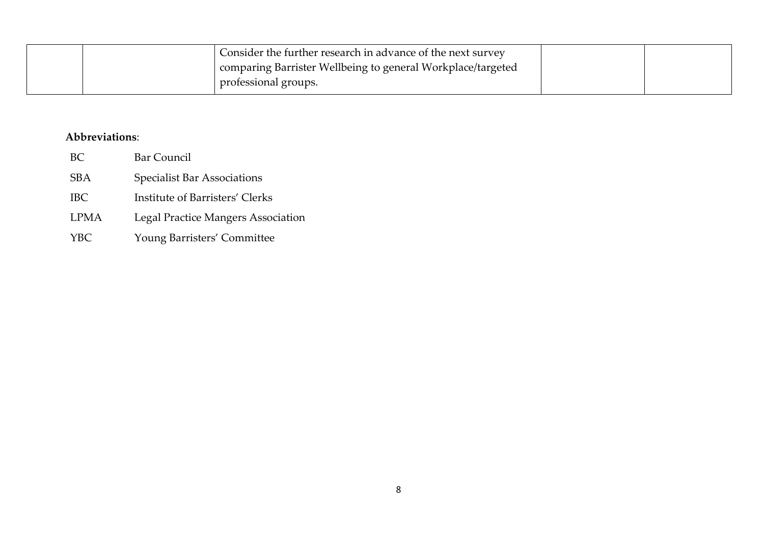| | | | | |
|---|---|---|---|---|
| | | Consider the further research in advance of the next survey comparing Barrister Wellbeing to general Workplace/targeted professional groups. | | |

**Abbreviations**:

| | |
|---|---|
| BC | Bar Council |
| SBA | Specialist Bar Associations |
| IBC | Institute of Barristers' Clerks |
| LPMA | Legal Practice Mangers Association |
| YBC | Young Barristers' Committee |